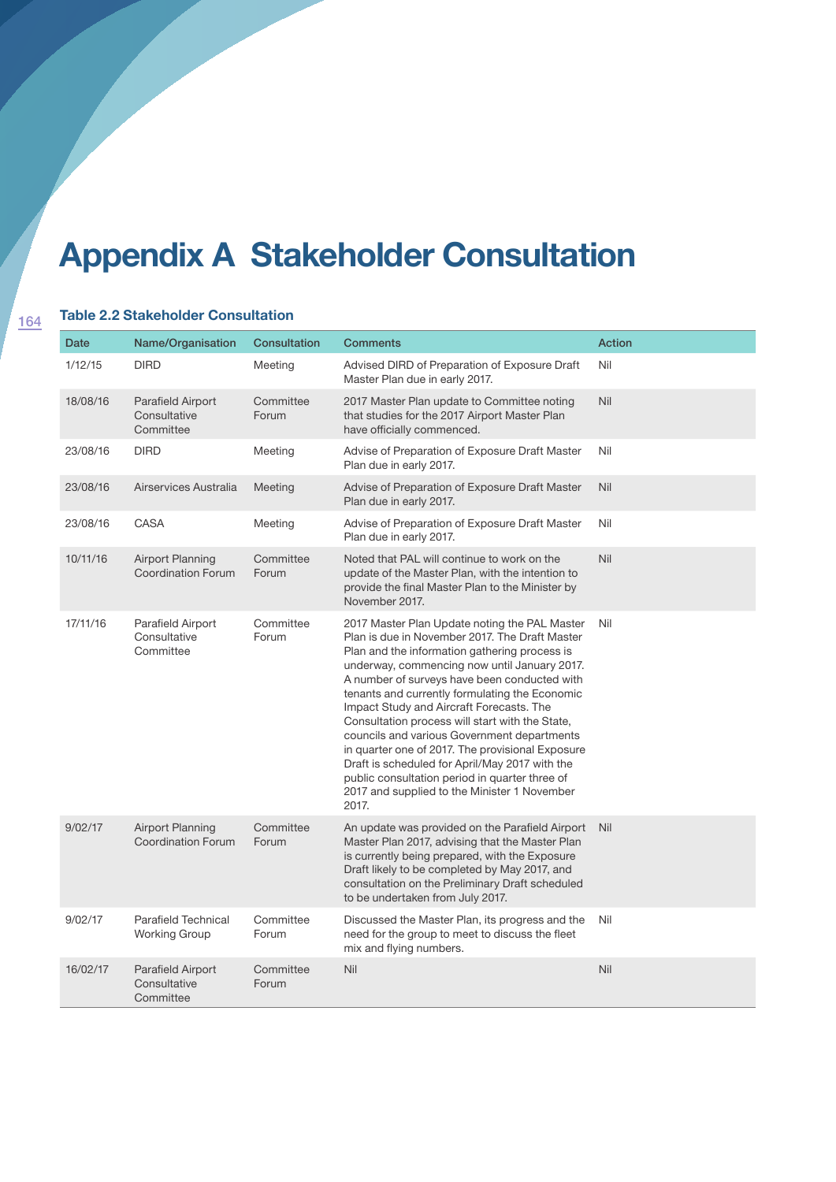# Appendix A Stakeholder Consultation

### Table 2.2 Stakeholder Consultation

| Date | Name/Organisation | Consultation | Comments | Action |
|---|---|---|---|---|
| 1/12/15 | DIRD | Meeting | Advised DIRD of Preparation of Exposure Draft Master Plan due in early 2017. | Nil |
| 18/08/16 | Parafield Airport Consultative Committee | Committee Forum | 2017 Master Plan update to Committee noting that studies for the 2017 Airport Master Plan have officially commenced. | Nil |
| 23/08/16 | DIRD | Meeting | Advise of Preparation of Exposure Draft Master Plan due in early 2017. | Nil |
| 23/08/16 | Airservices Australia | Meeting | Advise of Preparation of Exposure Draft Master Plan due in early 2017. | Nil |
| 23/08/16 | CASA | Meeting | Advise of Preparation of Exposure Draft Master Plan due in early 2017. | Nil |
| 10/11/16 | Airport Planning Coordination Forum | Committee Forum | Noted that PAL will continue to work on the update of the Master Plan, with the intention to provide the final Master Plan to the Minister by November 2017. | Nil |
| 17/11/16 | Parafield Airport Consultative Committee | Committee Forum | 2017 Master Plan Update noting the PAL Master Plan is due in November 2017. The Draft Master Plan and the information gathering process is underway, commencing now until January 2017. A number of surveys have been conducted with tenants and currently formulating the Economic Impact Study and Aircraft Forecasts. The Consultation process will start with the State, councils and various Government departments in quarter one of 2017. The provisional Exposure Draft is scheduled for April/May 2017 with the public consultation period in quarter three of 2017 and supplied to the Minister 1 November 2017. | Nil |
| 9/02/17 | Airport Planning Coordination Forum | Committee Forum | An update was provided on the Parafield Airport Master Plan 2017, advising that the Master Plan is currently being prepared, with the Exposure Draft likely to be completed by May 2017, and consultation on the Preliminary Draft scheduled to be undertaken from July 2017. | Nil |
| 9/02/17 | Parafield Technical Working Group | Committee Forum | Discussed the Master Plan, its progress and the need for the group to meet to discuss the fleet mix and flying numbers. | Nil |
| 16/02/17 | Parafield Airport Consultative Committee | Committee Forum | Nil | Nil |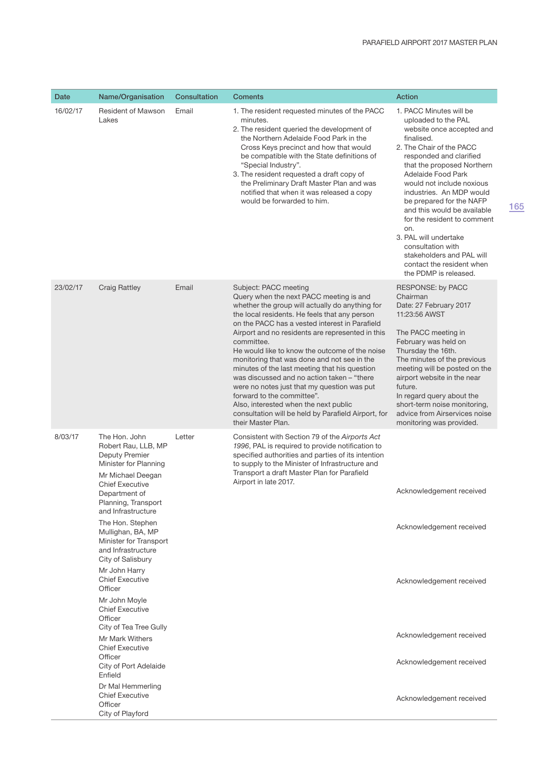| Date | Name/Organisation | Consultation | Coments | Action |
|---|---|---|---|---|
| 16/02/17 | Resident of Mawson Lakes | Email | 1. The resident requested minutes of the PACC minutes.<br>2. The resident queried the development of the Northern Adelaide Food Park in the Cross Keys precinct and how that would be compatible with the State definitions of "Special Industry".<br>3. The resident requested a draft copy of the Preliminary Draft Master Plan and was notified that when it was released a copy would be forwarded to him. | 1. PACC Minutes will be uploaded to the PAL website once accepted and finalised.<br>2. The Chair of the PACC responded and clarified that the proposed Northern Adelaide Food Park would not include noxious industries. An MDP would be prepared for the NAFP and this would be available for the resident to comment on.<br>3. PAL will undertake consultation with stakeholders and PAL will contact the resident when the PDMP is released. |
| 23/02/17 | Craig Rattley | Email | Subject: PACC meeting<br>Query when the next PACC meeting is and whether the group will actually do anything for the local residents. He feels that any person on the PACC has a vested interest in Parafield Airport and no residents are represented in this committee.<br>He would like to know the outcome of the noise monitoring that was done and not see in the minutes of the last meeting that his question was discussed and no action taken – "there were no notes just that my question was put forward to the committee".<br>Also, interested when the next public consultation will be held by Parafield Airport, for their Master Plan. | RESPONSE: by PACC Chairman<br>Date: 27 February 2017 11:23:56 AWST<br><br>The PACC meeting in February was held on Thursday the 16th.<br>The minutes of the previous meeting will be posted on the airport website in the near future.<br>In regard query about the short-term noise monitoring, advice from Airservices noise monitoring was provided. |
| 8/03/17 | The Hon. John Robert Rau, LLB, MP Deputy Premier Minister for Planning | Letter | Consistent with Section 79 of the *Airports Act 1996*, PAL is required to provide notification to specified authorities and parties of its intention to supply to the Minister of Infrastructure and Transport a draft Master Plan for Parafield Airport in late 2017. | |
| | Mr Michael Deegan Chief Executive Department of Planning, Transport and Infrastructure | | | Acknowledgement received |
| | The Hon. Stephen Mullighan, BA, MP Minister for Transport and Infrastructure City of Salisbury | | | Acknowledgement received |
| | Mr John Harry Chief Executive Officer | | | Acknowledgement received |
| | Mr John Moyle Chief Executive Officer City of Tea Tree Gully | | | |
| | Mr Mark Withers Chief Executive Officer | | | Acknowledgement received |
| | City of Port Adelaide Enfield | | | Acknowledgement received |
| | Dr Mal Hemmerling Chief Executive Officer City of Playford | | | Acknowledgement received |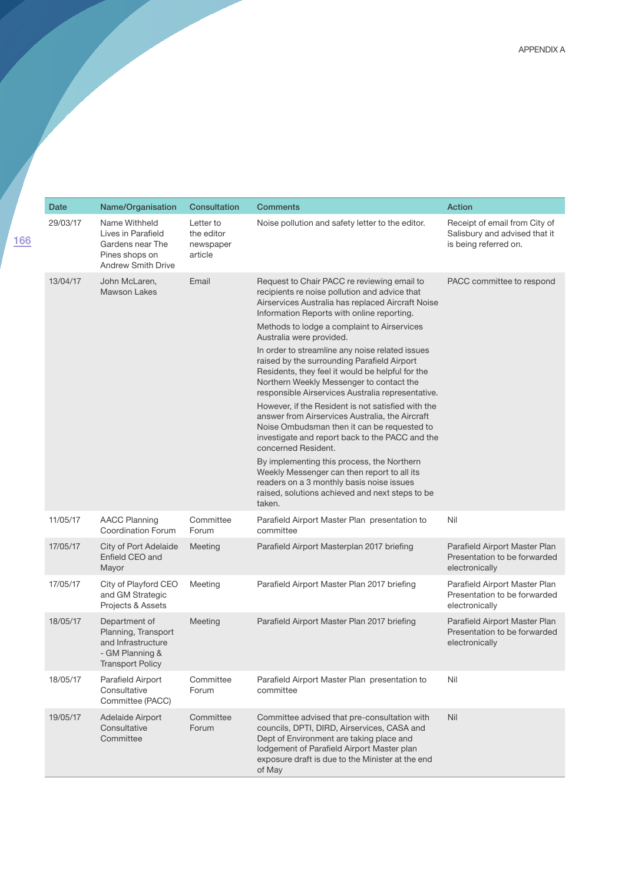APPENDIX A

| Date | Name/Organisation | Consultation | Comments | Action |
|---|---|---|---|---|
| 29/03/17 | Name Withheld Lives in Parafield Gardens near The Pines shops on Andrew Smith Drive | Letter to the editor newspaper article | Noise pollution and safety letter to the editor. | Receipt of email from City of Salisbury and advised that it is being referred on. |
| 13/04/17 | John McLaren, Mawson Lakes | Email | Request to Chair PACC re reviewing email to recipients re noise pollution and advice that Airservices Australia has replaced Aircraft Noise Information Reports with online reporting.<br><br>Methods to lodge a complaint to Airservices Australia were provided.<br><br>In order to streamline any noise related issues raised by the surrounding Parafield Airport Residents, they feel it would be helpful for the Northern Weekly Messenger to contact the responsible Airservices Australia representative.<br><br>However, if the Resident is not satisfied with the answer from Airservices Australia, the Aircraft Noise Ombudsman then it can be requested to investigate and report back to the PACC and the concerned Resident.<br><br>By implementing this process, the Northern Weekly Messenger can then report to all its readers on a 3 monthly basis noise issues raised, solutions achieved and next steps to be taken. | PACC committee to respond |
| 11/05/17 | AACC Planning Coordination Forum | Committee Forum | Parafield Airport Master Plan presentation to committee | Nil |
| 17/05/17 | City of Port Adelaide Enfield CEO and Mayor | Meeting | Parafield Airport Masterplan 2017 briefing | Parafield Airport Master Plan Presentation to be forwarded electronically |
| 17/05/17 | City of Playford CEO and GM Strategic Projects & Assets | Meeting | Parafield Airport Master Plan 2017 briefing | Parafield Airport Master Plan Presentation to be forwarded electronically |
| 18/05/17 | Department of Planning, Transport and Infrastructure - GM Planning & Transport Policy | Meeting | Parafield Airport Master Plan 2017 briefing | Parafield Airport Master Plan Presentation to be forwarded electronically |
| 18/05/17 | Parafield Airport Consultative Committee (PACC) | Committee Forum | Parafield Airport Master Plan presentation to committee | Nil |
| 19/05/17 | Adelaide Airport Consultative Committee | Committee Forum | Committee advised that pre-consultation with councils, DPTI, DIRD, Airservices, CASA and Dept of Environment are taking place and lodgement of Parafield Airport Master plan exposure draft is due to the Minister at the end of May | Nil |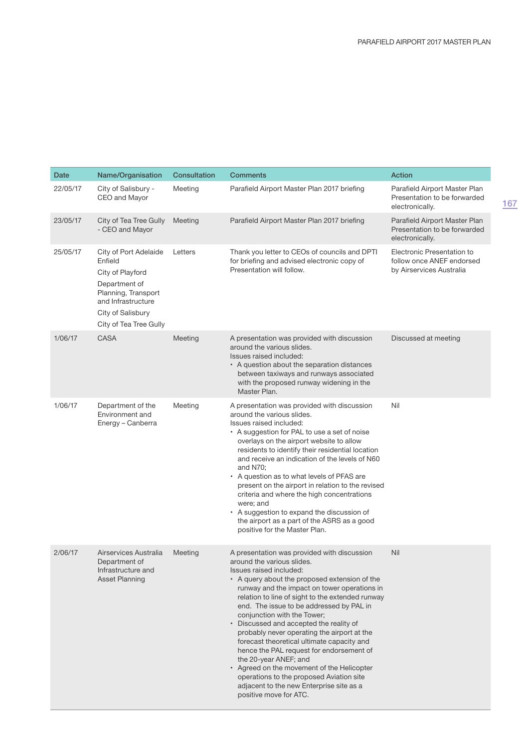| Date | Name/Organisation | Consultation | Comments | Action |
|---|---|---|---|---|
| 22/05/17 | City of Salisbury - CEO and Mayor | Meeting | Parafield Airport Master Plan 2017 briefing | Parafield Airport Master Plan Presentation to be forwarded electronically. |
| 23/05/17 | City of Tea Tree Gully - CEO and Mayor | Meeting | Parafield Airport Master Plan 2017 briefing | Parafield Airport Master Plan Presentation to be forwarded electronically. |
| 25/05/17 | City of Port Adelaide Enfield<br>City of Playford<br>Department of Planning, Transport and Infrastructure<br>City of Salisbury<br>City of Tea Tree Gully | Letters | Thank you letter to CEOs of councils and DPTI for briefing and advised electronic copy of Presentation will follow. | Electronic Presentation to follow once ANEF endorsed by Airservices Australia |
| 1/06/17 | CASA | Meeting | A presentation was provided with discussion around the various slides.<br>Issues raised included:<br>• A question about the separation distances between taxiways and runways associated with the proposed runway widening in the Master Plan. | Discussed at meeting |
| 1/06/17 | Department of the Environment and Energy – Canberra | Meeting | A presentation was provided with discussion around the various slides.<br>Issues raised included:<br>• A suggestion for PAL to use a set of noise overlays on the airport website to allow residents to identify their residential location and receive an indication of the levels of N60 and N70;<br>• A question as to what levels of PFAS are present on the airport in relation to the revised criteria and where the high concentrations were; and<br>• A suggestion to expand the discussion of the airport as a part of the ASRS as a good positive for the Master Plan. | Nil |
| 2/06/17 | Airservices Australia Department of Infrastructure and Asset Planning | Meeting | A presentation was provided with discussion around the various slides.<br>Issues raised included:<br>• A query about the proposed extension of the runway and the impact on tower operations in relation to line of sight to the extended runway end. The issue to be addressed by PAL in conjunction with the Tower;<br>• Discussed and accepted the reality of probably never operating the airport at the forecast theoretical ultimate capacity and hence the PAL request for endorsement of the 20-year ANEF; and<br>• Agreed on the movement of the Helicopter operations to the proposed Aviation site adjacent to the new Enterprise site as a positive move for ATC. | Nil |